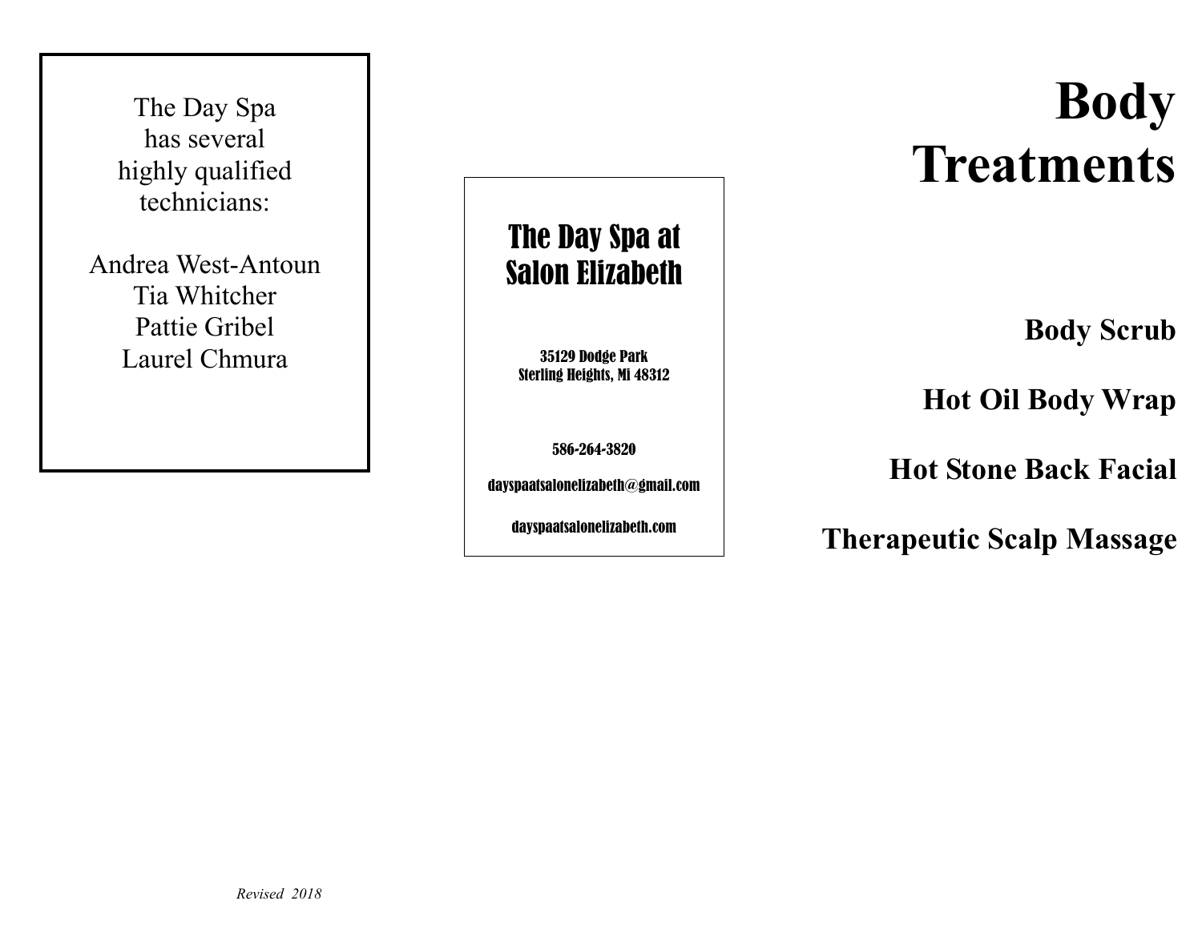The Day Spa
has several
highly qualified
technicians:

Andrea West-Antoun
Tia Whitcher
Pattie Gribel
Laurel Chmura

*Revised 2018*

## The Day Spa at Salon Elizabeth

**35129 Dodge Park**
**Sterling Heights, Mi 48312**

**586-264-3820**

**dayspaatsalonelizabeth@gmail.com**

**dayspaatsalonelizabeth.com**

# Body Treatments

**Body Scrub**

**Hot Oil Body Wrap**

**Hot Stone Back Facial**

**Therapeutic Scalp Massage**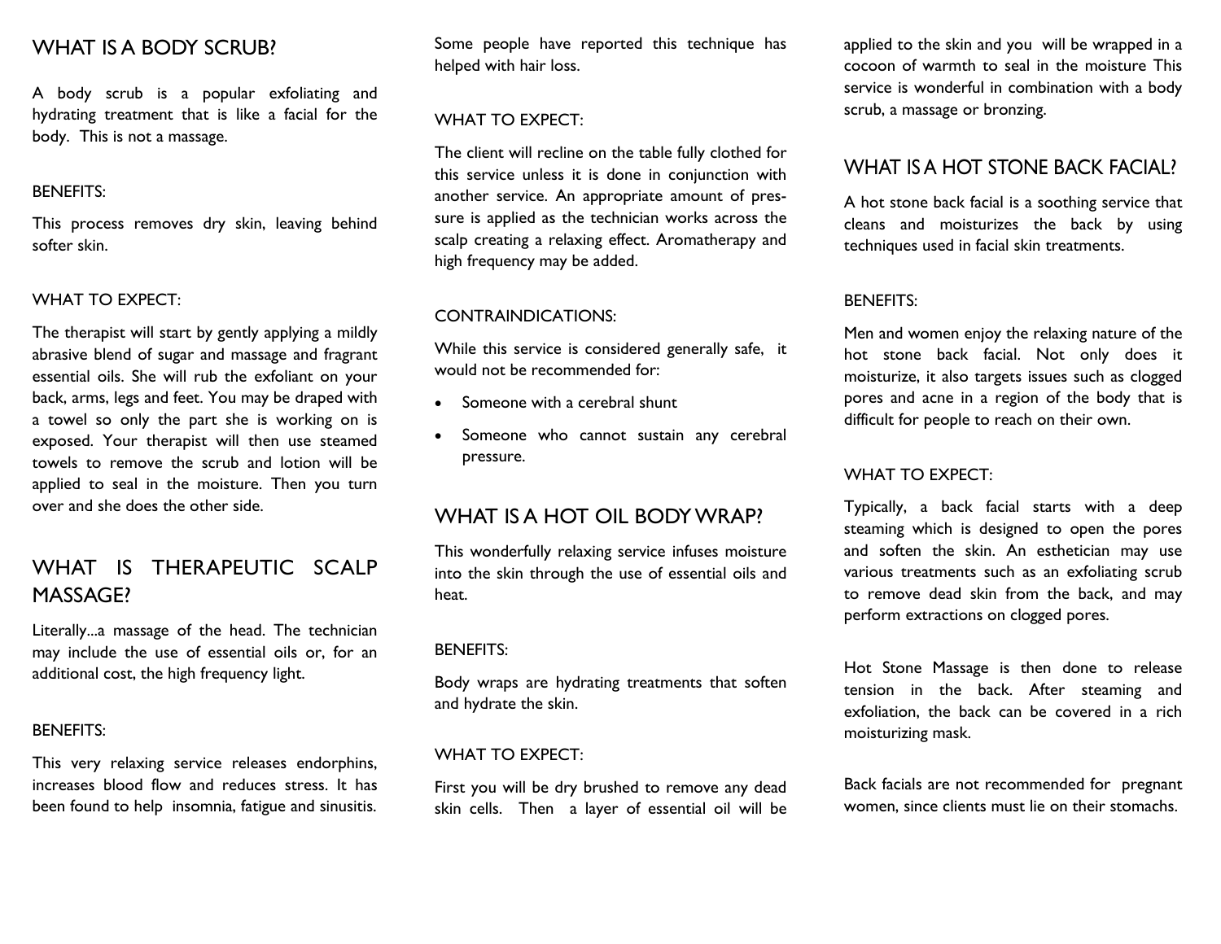## WHAT IS A BODY SCRUB?

A body scrub is a popular exfoliating and hydrating treatment that is like a facial for the body. This is not a massage.

BENEFITS:

This process removes dry skin, leaving behind softer skin.

WHAT TO EXPECT:

The therapist will start by gently applying a mildly abrasive blend of sugar and massage and fragrant essential oils. She will rub the exfoliant on your back, arms, legs and feet. You may be draped with a towel so only the part she is working on is exposed. Your therapist will then use steamed towels to remove the scrub and lotion will be applied to seal in the moisture. Then you turn over and she does the other side.

## WHAT IS THERAPEUTIC SCALP MASSAGE?

Literally...a massage of the head. The technician may include the use of essential oils or, for an additional cost, the high frequency light.

BENEFITS:

This very relaxing service releases endorphins, increases blood flow and reduces stress. It has been found to help insomnia, fatigue and sinusitis. Some people have reported this technique has helped with hair loss.

WHAT TO EXPECT:

The client will recline on the table fully clothed for this service unless it is done in conjunction with another service. An appropriate amount of pressure is applied as the technician works across the scalp creating a relaxing effect. Aromatherapy and high frequency may be added.

CONTRAINDICATIONS:

While this service is considered generally safe, it would not be recommended for:

- Someone with a cerebral shunt
- Someone who cannot sustain any cerebral pressure.

## WHAT IS A HOT OIL BODY WRAP?

This wonderfully relaxing service infuses moisture into the skin through the use of essential oils and heat.

BENEFITS:

Body wraps are hydrating treatments that soften and hydrate the skin.

WHAT TO EXPECT:

First you will be dry brushed to remove any dead skin cells. Then a layer of essential oil will be applied to the skin and you will be wrapped in a cocoon of warmth to seal in the moisture This service is wonderful in combination with a body scrub, a massage or bronzing.

## WHAT IS A HOT STONE BACK FACIAL?

A hot stone back facial is a soothing service that cleans and moisturizes the back by using techniques used in facial skin treatments.

BENEFITS:

Men and women enjoy the relaxing nature of the hot stone back facial. Not only does it moisturize, it also targets issues such as clogged pores and acne in a region of the body that is difficult for people to reach on their own.

WHAT TO EXPECT:

Typically, a back facial starts with a deep steaming which is designed to open the pores and soften the skin. An esthetician may use various treatments such as an exfoliating scrub to remove dead skin from the back, and may perform extractions on clogged pores.

Hot Stone Massage is then done to release tension in the back. After steaming and exfoliation, the back can be covered in a rich moisturizing mask.

Back facials are not recommended for pregnant women, since clients must lie on their stomachs.